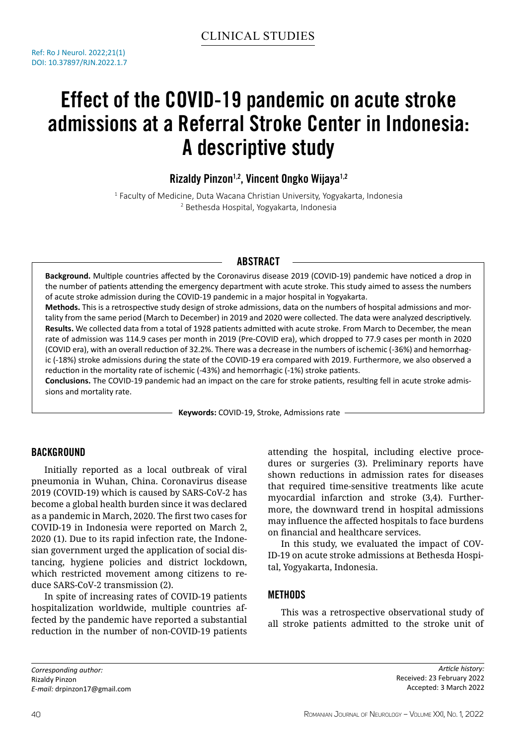CLINICAL STUDIES

Ref: Ro J Neurol. 2022;21(1)
DOI: 10.37897/RJN.2022.1.7

# Effect of the COVID-19 pandemic on acute stroke admissions at a Referral Stroke Center in Indonesia: A descriptive study

**Rizaldy Pinzon[1,2], Vincent Ongko Wijaya[1,2]**

[1] Faculty of Medicine, Duta Wacana Christian University, Yogyakarta, Indonesia
[2] Bethesda Hospital, Yogyakarta, Indonesia

## ABSTRACT

**Background.** Multiple countries affected by the Coronavirus disease 2019 (COVID-19) pandemic have noticed a drop in the number of patients attending the emergency department with acute stroke. This study aimed to assess the numbers of acute stroke admission during the COVID-19 pandemic in a major hospital in Yogyakarta.

**Methods.** This is a retrospective study design of stroke admissions, data on the numbers of hospital admissions and mortality from the same period (March to December) in 2019 and 2020 were collected. The data were analyzed descriptively.

**Results.** We collected data from a total of 1928 patients admitted with acute stroke. From March to December, the mean rate of admission was 114.9 cases per month in 2019 (Pre-COVID era), which dropped to 77.9 cases per month in 2020 (COVID era), with an overall reduction of 32.2%. There was a decrease in the numbers of ischemic (-36%) and hemorrhagic (-18%) stroke admissions during the state of the COVID-19 era compared with 2019. Furthermore, we also observed a reduction in the mortality rate of ischemic (-43%) and hemorrhagic (-1%) stroke patients.

**Conclusions.** The COVID-19 pandemic had an impact on the care for stroke patients, resulting fell in acute stroke admissions and mortality rate.

**Keywords:** COVID-19, Stroke, Admissions rate

## BACKGROUND

Initially reported as a local outbreak of viral pneumonia in Wuhan, China. Coronavirus disease 2019 (COVID-19) which is caused by SARS-CoV-2 has become a global health burden since it was declared as a pandemic in March, 2020. The first two cases for COVID-19 in Indonesia were reported on March 2, 2020 (1). Due to its rapid infection rate, the Indonesian government urged the application of social distancing, hygiene policies and district lockdown, which restricted movement among citizens to reduce SARS-CoV-2 transmission (2).

In spite of increasing rates of COVID-19 patients hospitalization worldwide, multiple countries affected by the pandemic have reported a substantial reduction in the number of non-COVID-19 patients attending the hospital, including elective procedures or surgeries (3). Preliminary reports have shown reductions in admission rates for diseases that required time-sensitive treatments like acute myocardial infarction and stroke (3,4). Furthermore, the downward trend in hospital admissions may influence the affected hospitals to face burdens on financial and healthcare services.

In this study, we evaluated the impact of COVID-19 on acute stroke admissions at Bethesda Hospital, Yogyakarta, Indonesia.

## METHODS

This was a retrospective observational study of all stroke patients admitted to the stroke unit of

*Corresponding author:*
Rizaldy Pinzon
*E-mail:* drpinzon17@gmail.com

*Article history:*
Received: 23 February 2022
Accepted: 3 March 2022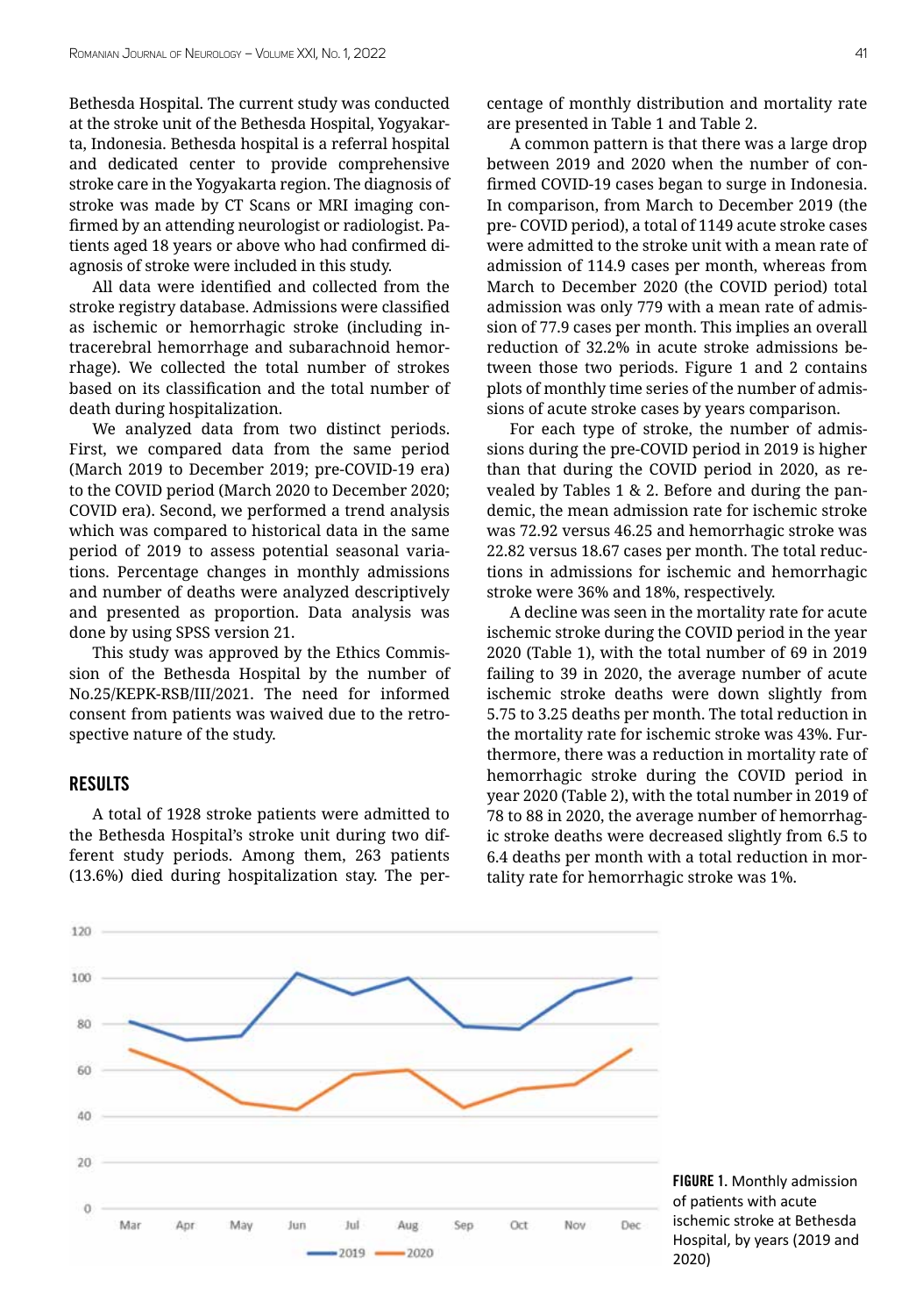Bethesda Hospital. The current study was conducted at the stroke unit of the Bethesda Hospital, Yogyakarta, Indonesia. Bethesda hospital is a referral hospital and dedicated center to provide comprehensive stroke care in the Yogyakarta region. The diagnosis of stroke was made by CT Scans or MRI imaging confirmed by an attending neurologist or radiologist. Patients aged 18 years or above who had confirmed diagnosis of stroke were included in this study.

All data were identified and collected from the stroke registry database. Admissions were classified as ischemic or hemorrhagic stroke (including intracerebral hemorrhage and subarachnoid hemorrhage). We collected the total number of strokes based on its classification and the total number of death during hospitalization.

We analyzed data from two distinct periods. First, we compared data from the same period (March 2019 to December 2019; pre-COVID-19 era) to the COVID period (March 2020 to December 2020; COVID era). Second, we performed a trend analysis which was compared to historical data in the same period of 2019 to assess potential seasonal variations. Percentage changes in monthly admissions and number of deaths were analyzed descriptively and presented as proportion. Data analysis was done by using SPSS version 21.

This study was approved by the Ethics Commission of the Bethesda Hospital by the number of No.25/KEPK-RSB/III/2021. The need for informed consent from patients was waived due to the retrospective nature of the study.

## RESULTS

A total of 1928 stroke patients were admitted to the Bethesda Hospital's stroke unit during two different study periods. Among them, 263 patients (13.6%) died during hospitalization stay. The percentage of monthly distribution and mortality rate are presented in Table 1 and Table 2.

A common pattern is that there was a large drop between 2019 and 2020 when the number of confirmed COVID-19 cases began to surge in Indonesia. In comparison, from March to December 2019 (the pre- COVID period), a total of 1149 acute stroke cases were admitted to the stroke unit with a mean rate of admission of 114.9 cases per month, whereas from March to December 2020 (the COVID period) total admission was only 779 with a mean rate of admission of 77.9 cases per month. This implies an overall reduction of 32.2% in acute stroke admissions between those two periods. Figure 1 and 2 contains plots of monthly time series of the number of admissions of acute stroke cases by years comparison.

For each type of stroke, the number of admissions during the pre-COVID period in 2019 is higher than that during the COVID period in 2020, as revealed by Tables 1 & 2. Before and during the pandemic, the mean admission rate for ischemic stroke was 72.92 versus 46.25 and hemorrhagic stroke was 22.82 versus 18.67 cases per month. The total reductions in admissions for ischemic and hemorrhagic stroke were 36% and 18%, respectively.

A decline was seen in the mortality rate for acute ischemic stroke during the COVID period in the year 2020 (Table 1), with the total number of 69 in 2019 failing to 39 in 2020, the average number of acute ischemic stroke deaths were down slightly from 5.75 to 3.25 deaths per month. The total reduction in the mortality rate for ischemic stroke was 43%. Furthermore, there was a reduction in mortality rate of hemorrhagic stroke during the COVID period in year 2020 (Table 2), with the total number in 2019 of 78 to 88 in 2020, the average number of hemorrhagic stroke deaths were decreased slightly from 6.5 to 6.4 deaths per month with a total reduction in mortality rate for hemorrhagic stroke was 1%.

**FIGURE 1.** Monthly admission of patients with acute ischemic stroke at Bethesda Hospital, by years (2019 and 2020)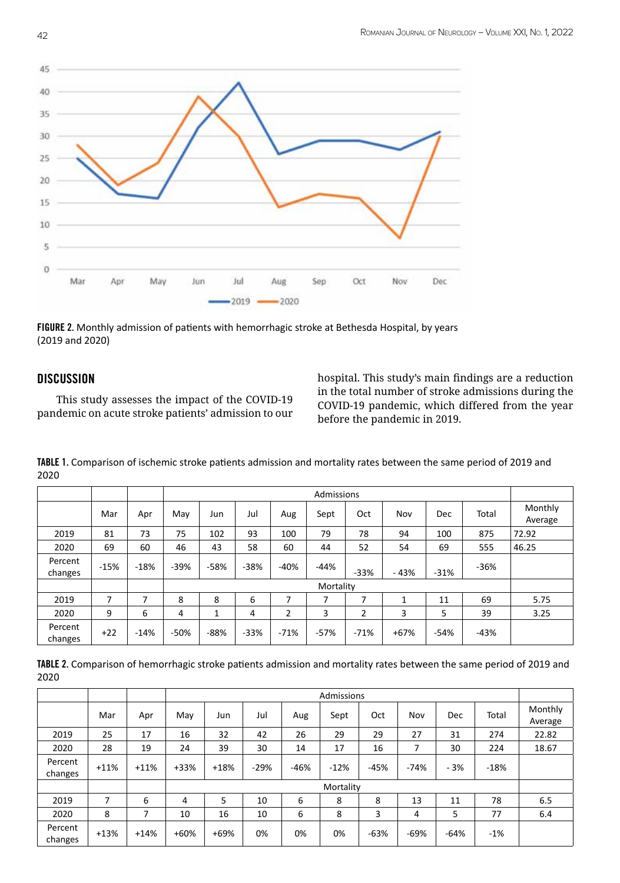FIGURE 2. Monthly admission of patients with hemorrhagic stroke at Bethesda Hospital, by years (2019 and 2020)

## DISCUSSION

This study assesses the impact of the COVID-19 pandemic on acute stroke patients' admission to our hospital. This study's main findings are a reduction in the total number of stroke admissions during the COVID-19 pandemic, which differed from the year before the pandemic in 2019.

**TABLE 1.** Comparison of ischemic stroke patients admission and mortality rates between the same period of 2019 and 2020

| | | | Admissions | | | | | | | | | |
|---|---|---|---|---|---|---|---|---|---|---|---|---|
| | Mar | Apr | May | Jun | Jul | Aug | Sept | Oct | Nov | Dec | Total | Monthly Average |
| 2019 | 81 | 73 | 75 | 102 | 93 | 100 | 79 | 78 | 94 | 100 | 875 | 72.92 |
| 2020 | 69 | 60 | 46 | 43 | 58 | 60 | 44 | 52 | 54 | 69 | 555 | 46.25 |
| Percent changes | -15% | -18% | -39% | -58% | -38% | -40% | -44% | -33% | - 43% | -31% | -36% | |
| | | | Mortality | | | | | | | | | |
| 2019 | 7 | 7 | 8 | 8 | 6 | 7 | 7 | 7 | 1 | 11 | 69 | 5.75 |
| 2020 | 9 | 6 | 4 | 1 | 4 | 2 | 3 | 2 | 3 | 5 | 39 | 3.25 |
| Percent changes | +22 | -14% | -50% | -88% | -33% | -71% | -57% | -71% | +67% | -54% | -43% | |

**TABLE 2.** Comparison of hemorrhagic stroke patients admission and mortality rates between the same period of 2019 and 2020

| | | | Admissions | | | | | | | | | |
|---|---|---|---|---|---|---|---|---|---|---|---|---|
| | Mar | Apr | May | Jun | Jul | Aug | Sept | Oct | Nov | Dec | Total | Monthly Average |
| 2019 | 25 | 17 | 16 | 32 | 42 | 26 | 29 | 29 | 27 | 31 | 274 | 22.82 |
| 2020 | 28 | 19 | 24 | 39 | 30 | 14 | 17 | 16 | 7 | 30 | 224 | 18.67 |
| Percent changes | +11% | +11% | +33% | +18% | -29% | -46% | -12% | -45% | -74% | - 3% | -18% | |
| | | | Mortality | | | | | | | | | |
| 2019 | 7 | 6 | 4 | 5 | 10 | 6 | 8 | 8 | 13 | 11 | 78 | 6.5 |
| 2020 | 8 | 7 | 10 | 16 | 10 | 6 | 8 | 3 | 4 | 5 | 77 | 6.4 |
| Percent changes | +13% | +14% | +60% | +69% | 0% | 0% | 0% | -63% | -69% | -64% | -1% | |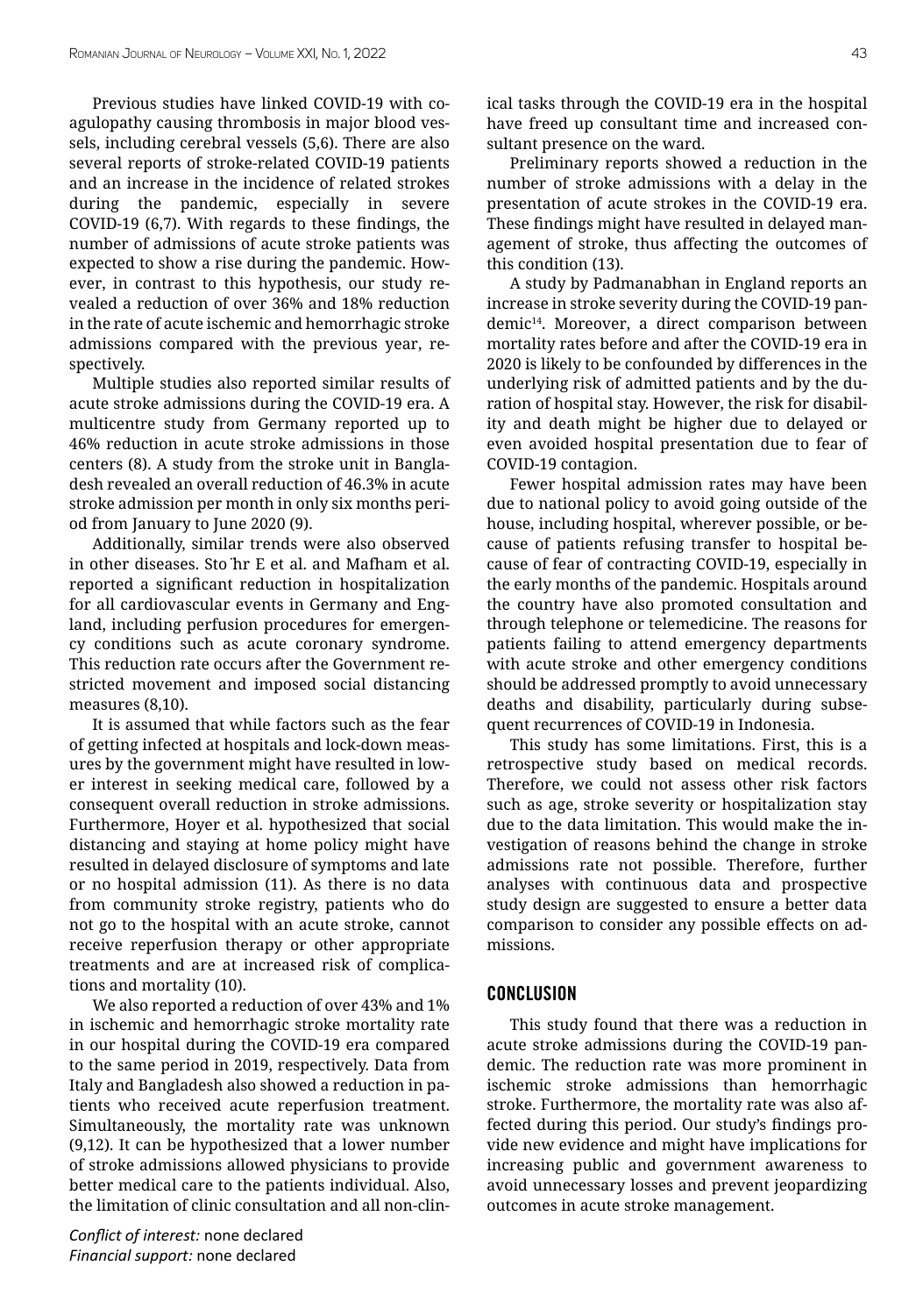Previous studies have linked COVID-19 with coagulopathy causing thrombosis in major blood vessels, including cerebral vessels (5,6). There are also several reports of stroke-related COVID-19 patients and an increase in the incidence of related strokes during the pandemic, especially in severe COVID-19 (6,7). With regards to these findings, the number of admissions of acute stroke patients was expected to show a rise during the pandemic. However, in contrast to this hypothesis, our study revealed a reduction of over 36% and 18% reduction in the rate of acute ischemic and hemorrhagic stroke admissions compared with the previous year, respectively.

Multiple studies also reported similar results of acute stroke admissions during the COVID-19 era. A multicentre study from Germany reported up to 46% reduction in acute stroke admissions in those centers (8). A study from the stroke unit in Bangladesh revealed an overall reduction of 46.3% in acute stroke admission per month in only six months period from January to June 2020 (9).

Additionally, similar trends were also observed in other diseases. Stöhr E et al. and Mafham et al. reported a significant reduction in hospitalization for all cardiovascular events in Germany and England, including perfusion procedures for emergency conditions such as acute coronary syndrome. This reduction rate occurs after the Government restricted movement and imposed social distancing measures (8,10).

It is assumed that while factors such as the fear of getting infected at hospitals and lock-down measures by the government might have resulted in lower interest in seeking medical care, followed by a consequent overall reduction in stroke admissions. Furthermore, Hoyer et al. hypothesized that social distancing and staying at home policy might have resulted in delayed disclosure of symptoms and late or no hospital admission (11). As there is no data from community stroke registry, patients who do not go to the hospital with an acute stroke, cannot receive reperfusion therapy or other appropriate treatments and are at increased risk of complications and mortality (10).

We also reported a reduction of over 43% and 1% in ischemic and hemorrhagic stroke mortality rate in our hospital during the COVID-19 era compared to the same period in 2019, respectively. Data from Italy and Bangladesh also showed a reduction in patients who received acute reperfusion treatment. Simultaneously, the mortality rate was unknown (9,12). It can be hypothesized that a lower number of stroke admissions allowed physicians to provide better medical care to the patients individual. Also, the limitation of clinic consultation and all non-clinical tasks through the COVID-19 era in the hospital have freed up consultant time and increased consultant presence on the ward.

Preliminary reports showed a reduction in the number of stroke admissions with a delay in the presentation of acute strokes in the COVID-19 era. These findings might have resulted in delayed management of stroke, thus affecting the outcomes of this condition (13).

A study by Padmanabhan in England reports an increase in stroke severity during the COVID-19 pandemic[14]. Moreover, a direct comparison between mortality rates before and after the COVID-19 era in 2020 is likely to be confounded by differences in the underlying risk of admitted patients and by the duration of hospital stay. However, the risk for disability and death might be higher due to delayed or even avoided hospital presentation due to fear of COVID-19 contagion.

Fewer hospital admission rates may have been due to national policy to avoid going outside of the house, including hospital, wherever possible, or because of patients refusing transfer to hospital because of fear of contracting COVID-19, especially in the early months of the pandemic. Hospitals around the country have also promoted consultation and through telephone or telemedicine. The reasons for patients failing to attend emergency departments with acute stroke and other emergency conditions should be addressed promptly to avoid unnecessary deaths and disability, particularly during subsequent recurrences of COVID-19 in Indonesia.

This study has some limitations. First, this is a retrospective study based on medical records. Therefore, we could not assess other risk factors such as age, stroke severity or hospitalization stay due to the data limitation. This would make the investigation of reasons behind the change in stroke admissions rate not possible. Therefore, further analyses with continuous data and prospective study design are suggested to ensure a better data comparison to consider any possible effects on admissions.

## CONCLUSION

This study found that there was a reduction in acute stroke admissions during the COVID-19 pandemic. The reduction rate was more prominent in ischemic stroke admissions than hemorrhagic stroke. Furthermore, the mortality rate was also affected during this period. Our study's findings provide new evidence and might have implications for increasing public and government awareness to avoid unnecessary losses and prevent jeopardizing outcomes in acute stroke management.

*Conflict of interest:* none declared
*Financial support:* none declared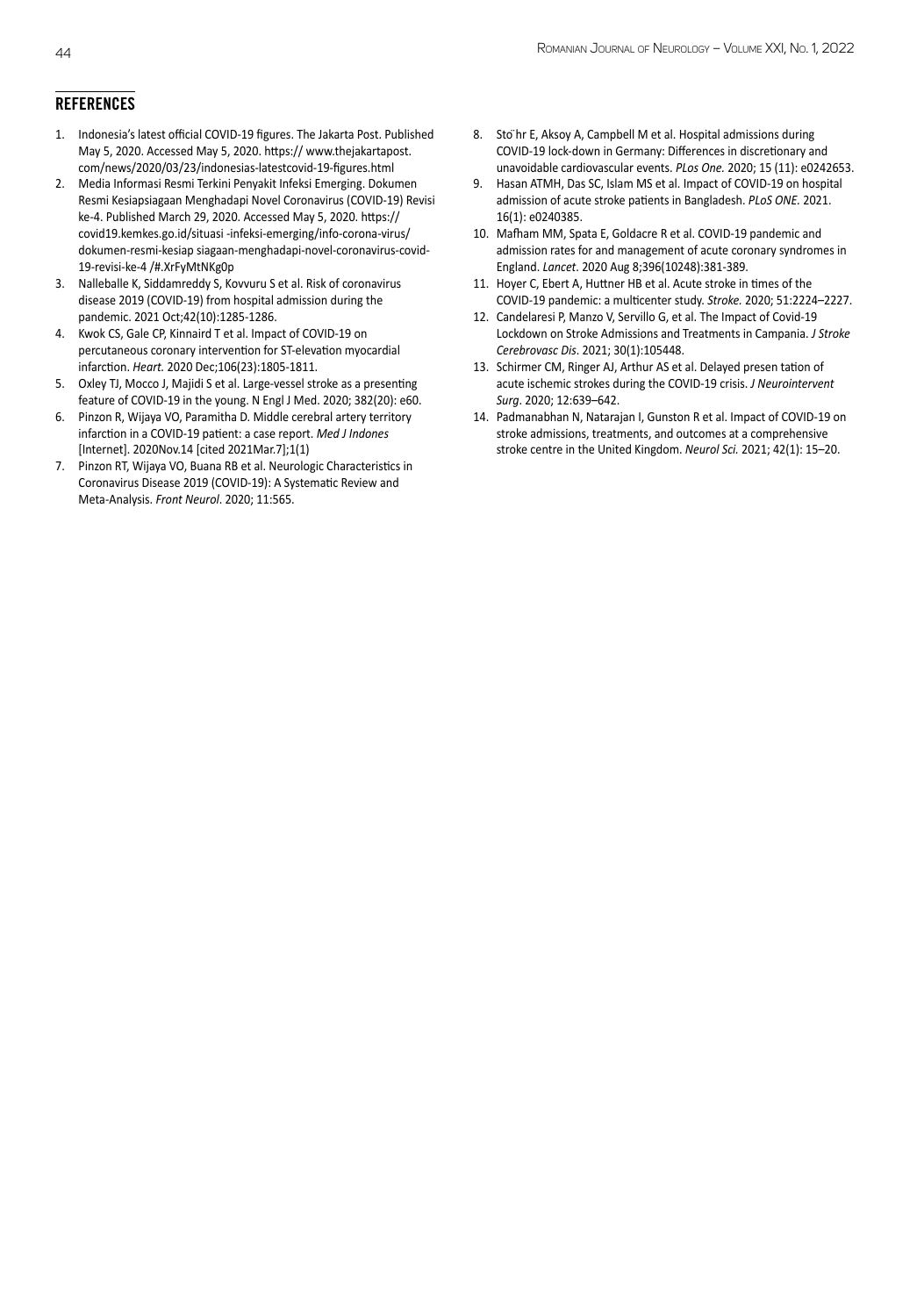## REFERENCES

1. Indonesia's latest official COVID-19 figures. The Jakarta Post. Published May 5, 2020. Accessed May 5, 2020. https:// www.thejakartapost.com/news/2020/03/23/indonesias-latestcovid-19-figures.html
2. Media Informasi Resmi Terkini Penyakit Infeksi Emerging. Dokumen Resmi Kesiapsiagaan Menghadapi Novel Coronavirus (COVID-19) Revisi ke-4. Published March 29, 2020. Accessed May 5, 2020. https:// covid19.kemkes.go.id/situasi -infeksi-emerging/info-corona-virus/dokumen-resmi-kesiap siagaan-menghadapi-novel-coronavirus-covid-19-revisi-ke-4 /#.XrFyMtNKg0p
3. Nalleballe K, Siddamreddy S, Kovvuru S et al. Risk of coronavirus disease 2019 (COVID-19) from hospital admission during the pandemic. 2021 Oct;42(10):1285-1286.
4. Kwok CS, Gale CP, Kinnaird T et al. Impact of COVID-19 on percutaneous coronary intervention for ST-elevation myocardial infarction. *Heart.* 2020 Dec;106(23):1805-1811.
5. Oxley TJ, Mocco J, Majidi S et al. Large-vessel stroke as a presenting feature of COVID-19 in the young. N Engl J Med. 2020; 382(20): e60.
6. Pinzon R, Wijaya VO, Paramitha D. Middle cerebral artery territory infarction in a COVID-19 patient: a case report. *Med J Indones* [Internet]. 2020Nov.14 [cited 2021Mar.7];1(1)
7. Pinzon RT, Wijaya VO, Buana RB et al. Neurologic Characteristics in Coronavirus Disease 2019 (COVID-19): A Systematic Review and Meta-Analysis. *Front Neurol*. 2020; 11:565.
8. Sto¨hr E, Aksoy A, Campbell M et al. Hospital admissions during COVID-19 lock-down in Germany: Differences in discretionary and unavoidable cardiovascular events. *PLos One.* 2020; 15 (11): e0242653.
9. Hasan ATMH, Das SC, Islam MS et al. Impact of COVID-19 on hospital admission of acute stroke patients in Bangladesh. *PLoS ONE.* 2021. 16(1): e0240385.
10. Mafham MM, Spata E, Goldacre R et al. COVID-19 pandemic and admission rates for and management of acute coronary syndromes in England. *Lancet*. 2020 Aug 8;396(10248):381-389.
11. Hoyer C, Ebert A, Huttner HB et al. Acute stroke in times of the COVID-19 pandemic: a multicenter study. *Stroke.* 2020; 51:2224–2227.
12. Candelaresi P, Manzo V, Servillo G, et al. The Impact of Covid-19 Lockdown on Stroke Admissions and Treatments in Campania. *J Stroke Cerebrovasc Dis*. 2021; 30(1):105448.
13. Schirmer CM, Ringer AJ, Arthur AS et al. Delayed presen tation of acute ischemic strokes during the COVID-19 crisis. *J Neurointervent Surg*. 2020; 12:639–642.
14. Padmanabhan N, Natarajan I, Gunston R et al. Impact of COVID-19 on stroke admissions, treatments, and outcomes at a comprehensive stroke centre in the United Kingdom. *Neurol Sci.* 2021; 42(1): 15–20.